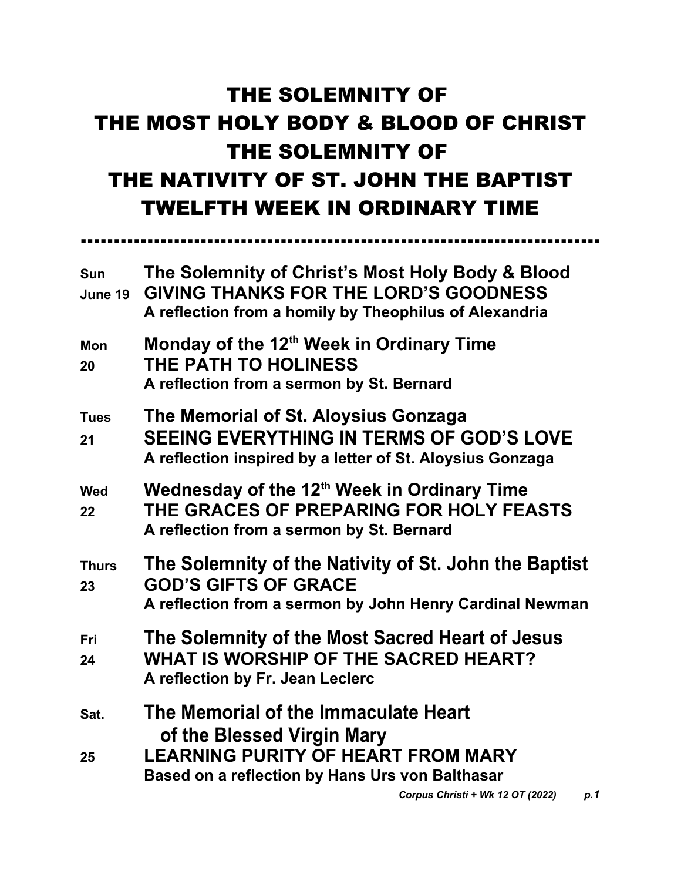# THE SOLEMNITY OF THE MOST HOLY BODY & BLOOD OF CHRIST THE SOLEMNITY OF THE NATIVITY OF ST. JOHN THE BAPTIST TWELFTH WEEK IN ORDINARY TIME

---

| | |
|---|---|
| **Sun June 19** | **The Solemnity of Christ's Most Holy Body & Blood**<br>**GIVING THANKS FOR THE LORD'S GOODNESS**<br>**A reflection from a homily by Theophilus of Alexandria** |
| **Mon 20** | **Monday of the 12th Week in Ordinary Time**<br>**THE PATH TO HOLINESS**<br>**A reflection from a sermon by St. Bernard** |
| **Tues 21** | **The Memorial of St. Aloysius Gonzaga**<br>**SEEING EVERYTHING IN TERMS OF GOD'S LOVE**<br>**A reflection inspired by a letter of St. Aloysius Gonzaga** |
| **Wed 22** | **Wednesday of the 12th Week in Ordinary Time**<br>**THE GRACES OF PREPARING FOR HOLY FEASTS**<br>**A reflection from a sermon by St. Bernard** |
| **Thurs 23** | **The Solemnity of the Nativity of St. John the Baptist**<br>**GOD'S GIFTS OF GRACE**<br>**A reflection from a sermon by John Henry Cardinal Newman** |
| **Fri 24** | **The Solemnity of the Most Sacred Heart of Jesus**<br>**WHAT IS WORSHIP OF THE SACRED HEART?**<br>**A reflection by Fr. Jean Leclerc** |
| **Sat. 25** | **The Memorial of the Immaculate Heart of the Blessed Virgin Mary**<br>**LEARNING PURITY OF HEART FROM MARY**<br>**Based on a reflection by Hans Urs von Balthasar** |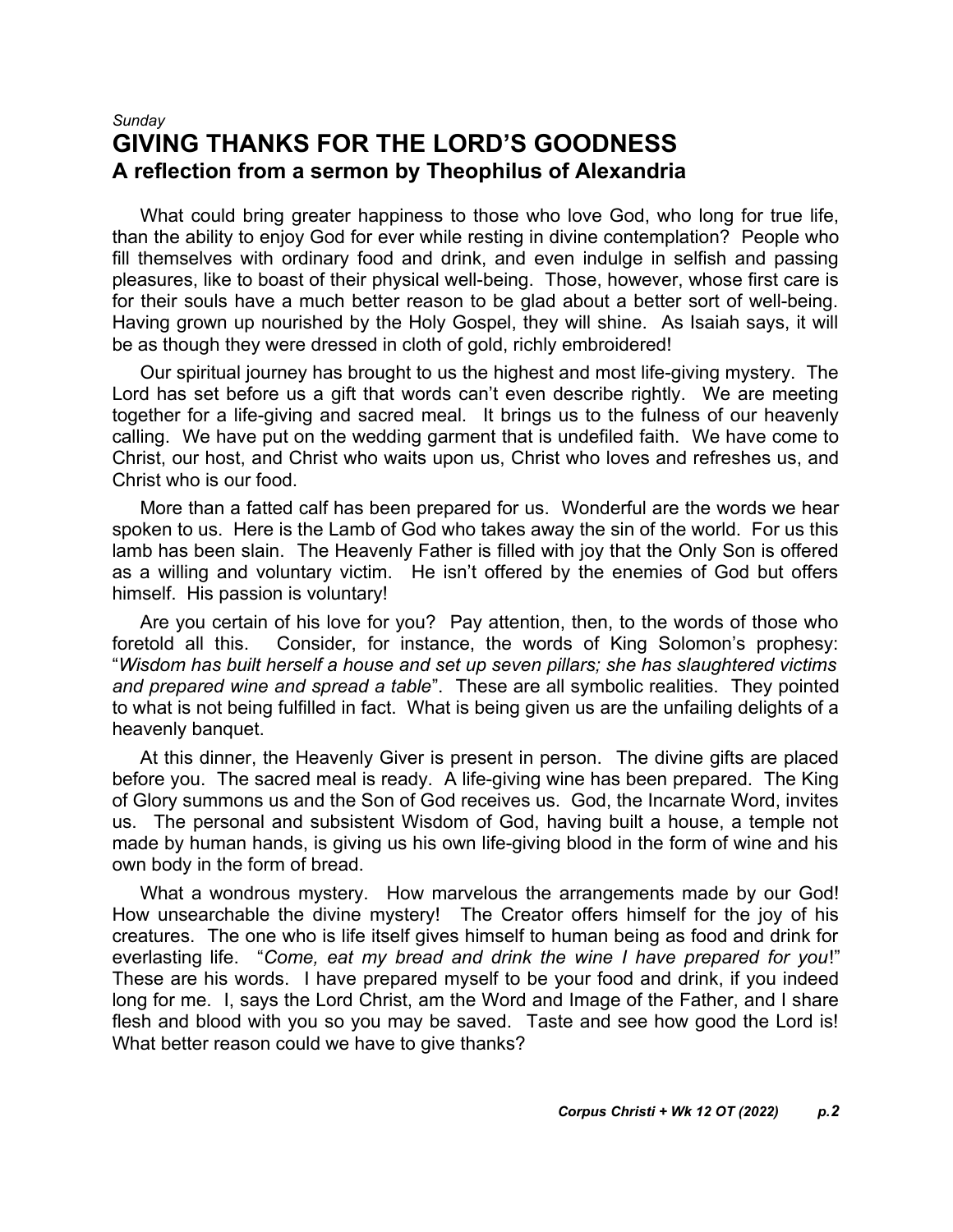*Sunday*

# GIVING THANKS FOR THE LORD'S GOODNESS

## A reflection from a sermon by Theophilus of Alexandria

What could bring greater happiness to those who love God, who long for true life, than the ability to enjoy God for ever while resting in divine contemplation? People who fill themselves with ordinary food and drink, and even indulge in selfish and passing pleasures, like to boast of their physical well-being. Those, however, whose first care is for their souls have a much better reason to be glad about a better sort of well-being. Having grown up nourished by the Holy Gospel, they will shine. As Isaiah says, it will be as though they were dressed in cloth of gold, richly embroidered!

Our spiritual journey has brought to us the highest and most life-giving mystery. The Lord has set before us a gift that words can't even describe rightly. We are meeting together for a life-giving and sacred meal. It brings us to the fulness of our heavenly calling. We have put on the wedding garment that is undefiled faith. We have come to Christ, our host, and Christ who waits upon us, Christ who loves and refreshes us, and Christ who is our food.

More than a fatted calf has been prepared for us. Wonderful are the words we hear spoken to us. Here is the Lamb of God who takes away the sin of the world. For us this lamb has been slain. The Heavenly Father is filled with joy that the Only Son is offered as a willing and voluntary victim. He isn't offered by the enemies of God but offers himself. His passion is voluntary!

Are you certain of his love for you? Pay attention, then, to the words of those who foretold all this. Consider, for instance, the words of King Solomon's prophesy: "*Wisdom has built herself a house and set up seven pillars; she has slaughtered victims and prepared wine and spread a table*". These are all symbolic realities. They pointed to what is not being fulfilled in fact. What is being given us are the unfailing delights of a heavenly banquet.

At this dinner, the Heavenly Giver is present in person. The divine gifts are placed before you. The sacred meal is ready. A life-giving wine has been prepared. The King of Glory summons us and the Son of God receives us. God, the Incarnate Word, invites us. The personal and subsistent Wisdom of God, having built a house, a temple not made by human hands, is giving us his own life-giving blood in the form of wine and his own body in the form of bread.

What a wondrous mystery. How marvelous the arrangements made by our God! How unsearchable the divine mystery! The Creator offers himself for the joy of his creatures. The one who is life itself gives himself to human being as food and drink for everlasting life. "*Come, eat my bread and drink the wine I have prepared for you*!" These are his words. I have prepared myself to be your food and drink, if you indeed long for me. I, says the Lord Christ, am the Word and Image of the Father, and I share flesh and blood with you so you may be saved. Taste and see how good the Lord is! What better reason could we have to give thanks?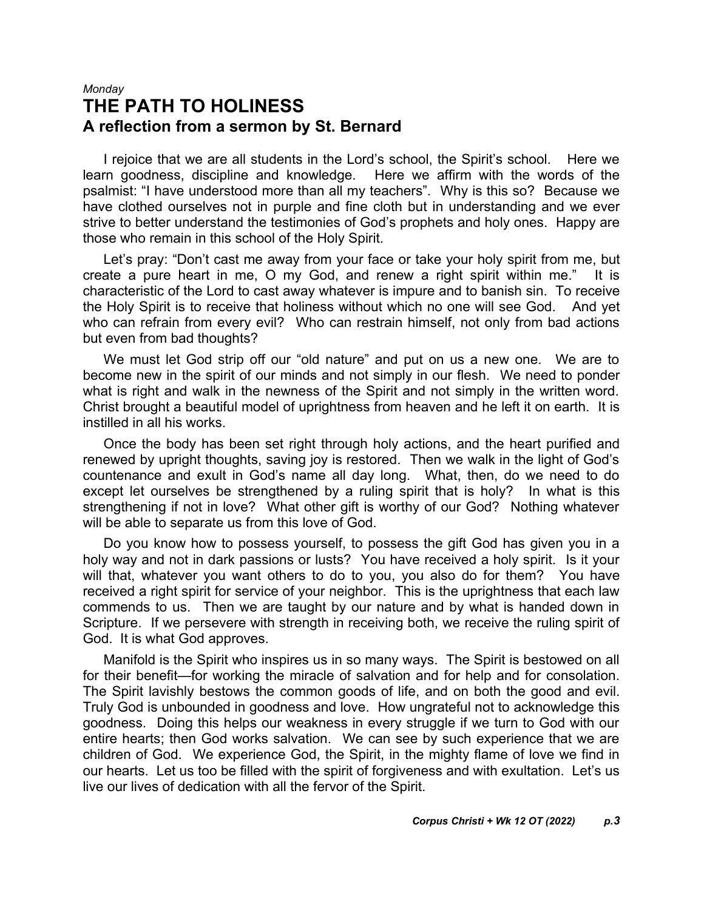*Monday*

# THE PATH TO HOLINESS

## A reflection from a sermon by St. Bernard

I rejoice that we are all students in the Lord's school, the Spirit's school. Here we learn goodness, discipline and knowledge. Here we affirm with the words of the psalmist: "I have understood more than all my teachers". Why is this so? Because we have clothed ourselves not in purple and fine cloth but in understanding and we ever strive to better understand the testimonies of God's prophets and holy ones. Happy are those who remain in this school of the Holy Spirit.

Let's pray: "Don't cast me away from your face or take your holy spirit from me, but create a pure heart in me, O my God, and renew a right spirit within me." It is characteristic of the Lord to cast away whatever is impure and to banish sin. To receive the Holy Spirit is to receive that holiness without which no one will see God. And yet who can refrain from every evil? Who can restrain himself, not only from bad actions but even from bad thoughts?

We must let God strip off our "old nature" and put on us a new one. We are to become new in the spirit of our minds and not simply in our flesh. We need to ponder what is right and walk in the newness of the Spirit and not simply in the written word. Christ brought a beautiful model of uprightness from heaven and he left it on earth. It is instilled in all his works.

Once the body has been set right through holy actions, and the heart purified and renewed by upright thoughts, saving joy is restored. Then we walk in the light of God's countenance and exult in God's name all day long. What, then, do we need to do except let ourselves be strengthened by a ruling spirit that is holy? In what is this strengthening if not in love? What other gift is worthy of our God? Nothing whatever will be able to separate us from this love of God.

Do you know how to possess yourself, to possess the gift God has given you in a holy way and not in dark passions or lusts? You have received a holy spirit. Is it your will that, whatever you want others to do to you, you also do for them? You have received a right spirit for service of your neighbor. This is the uprightness that each law commends to us. Then we are taught by our nature and by what is handed down in Scripture. If we persevere with strength in receiving both, we receive the ruling spirit of God. It is what God approves.

Manifold is the Spirit who inspires us in so many ways. The Spirit is bestowed on all for their benefit—for working the miracle of salvation and for help and for consolation. The Spirit lavishly bestows the common goods of life, and on both the good and evil. Truly God is unbounded in goodness and love. How ungrateful not to acknowledge this goodness. Doing this helps our weakness in every struggle if we turn to God with our entire hearts; then God works salvation. We can see by such experience that we are children of God. We experience God, the Spirit, in the mighty flame of love we find in our hearts. Let us too be filled with the spirit of forgiveness and with exultation. Let's us live our lives of dedication with all the fervor of the Spirit.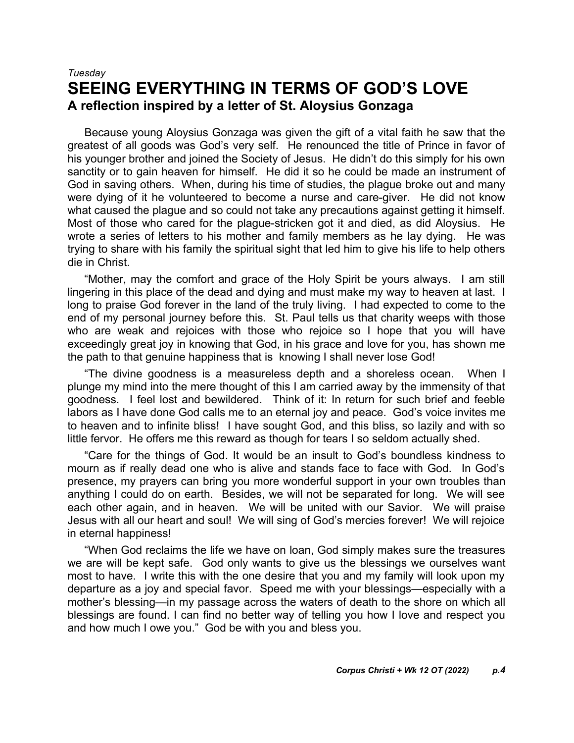*Tuesday*

# SEEING EVERYTHING IN TERMS OF GOD'S LOVE

## A reflection inspired by a letter of St. Aloysius Gonzaga

Because young Aloysius Gonzaga was given the gift of a vital faith he saw that the greatest of all goods was God's very self. He renounced the title of Prince in favor of his younger brother and joined the Society of Jesus. He didn't do this simply for his own sanctity or to gain heaven for himself. He did it so he could be made an instrument of God in saving others. When, during his time of studies, the plague broke out and many were dying of it he volunteered to become a nurse and care-giver. He did not know what caused the plague and so could not take any precautions against getting it himself. Most of those who cared for the plague-stricken got it and died, as did Aloysius. He wrote a series of letters to his mother and family members as he lay dying. He was trying to share with his family the spiritual sight that led him to give his life to help others die in Christ.

"Mother, may the comfort and grace of the Holy Spirit be yours always. I am still lingering in this place of the dead and dying and must make my way to heaven at last. I long to praise God forever in the land of the truly living. I had expected to come to the end of my personal journey before this. St. Paul tells us that charity weeps with those who are weak and rejoices with those who rejoice so I hope that you will have exceedingly great joy in knowing that God, in his grace and love for you, has shown me the path to that genuine happiness that is knowing I shall never lose God!

"The divine goodness is a measureless depth and a shoreless ocean. When I plunge my mind into the mere thought of this I am carried away by the immensity of that goodness. I feel lost and bewildered. Think of it: In return for such brief and feeble labors as I have done God calls me to an eternal joy and peace. God's voice invites me to heaven and to infinite bliss! I have sought God, and this bliss, so lazily and with so little fervor. He offers me this reward as though for tears I so seldom actually shed.

"Care for the things of God. It would be an insult to God's boundless kindness to mourn as if really dead one who is alive and stands face to face with God. In God's presence, my prayers can bring you more wonderful support in your own troubles than anything I could do on earth. Besides, we will not be separated for long. We will see each other again, and in heaven. We will be united with our Savior. We will praise Jesus with all our heart and soul! We will sing of God's mercies forever! We will rejoice in eternal happiness!

"When God reclaims the life we have on loan, God simply makes sure the treasures we are will be kept safe. God only wants to give us the blessings we ourselves want most to have. I write this with the one desire that you and my family will look upon my departure as a joy and special favor. Speed me with your blessings—especially with a mother's blessing—in my passage across the waters of death to the shore on which all blessings are found. I can find no better way of telling you how I love and respect you and how much I owe you." God be with you and bless you.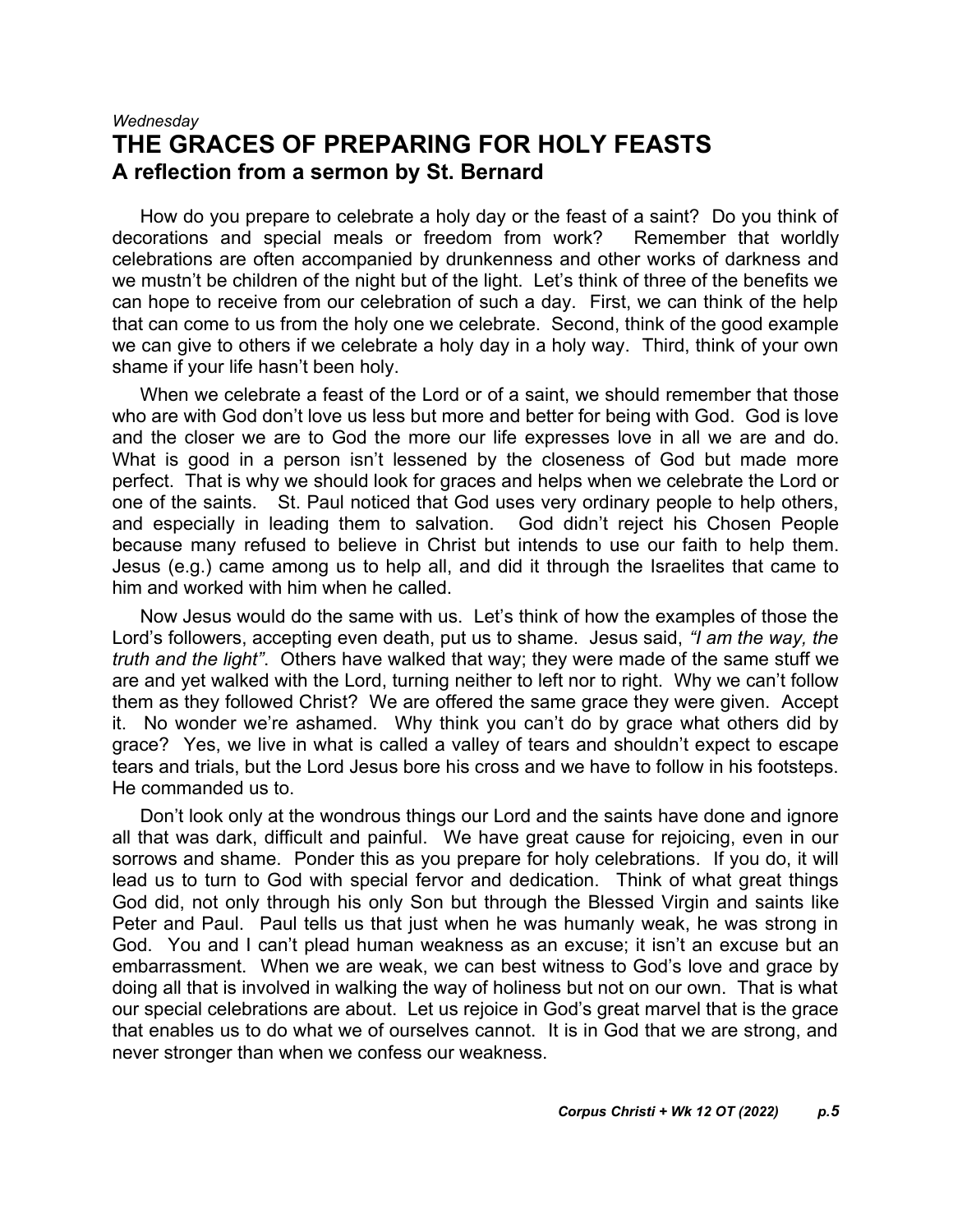*Wednesday*

# THE GRACES OF PREPARING FOR HOLY FEASTS

## A reflection from a sermon by St. Bernard

How do you prepare to celebrate a holy day or the feast of a saint? Do you think of decorations and special meals or freedom from work? Remember that worldly celebrations are often accompanied by drunkenness and other works of darkness and we mustn't be children of the night but of the light. Let's think of three of the benefits we can hope to receive from our celebration of such a day. First, we can think of the help that can come to us from the holy one we celebrate. Second, think of the good example we can give to others if we celebrate a holy day in a holy way. Third, think of your own shame if your life hasn't been holy.

When we celebrate a feast of the Lord or of a saint, we should remember that those who are with God don't love us less but more and better for being with God. God is love and the closer we are to God the more our life expresses love in all we are and do. What is good in a person isn't lessened by the closeness of God but made more perfect. That is why we should look for graces and helps when we celebrate the Lord or one of the saints. St. Paul noticed that God uses very ordinary people to help others, and especially in leading them to salvation. God didn't reject his Chosen People because many refused to believe in Christ but intends to use our faith to help them. Jesus (e.g.) came among us to help all, and did it through the Israelites that came to him and worked with him when he called.

Now Jesus would do the same with us. Let's think of how the examples of those the Lord's followers, accepting even death, put us to shame. Jesus said, *"I am the way, the truth and the light"*. Others have walked that way; they were made of the same stuff we are and yet walked with the Lord, turning neither to left nor to right. Why we can't follow them as they followed Christ? We are offered the same grace they were given. Accept it. No wonder we're ashamed. Why think you can't do by grace what others did by grace? Yes, we live in what is called a valley of tears and shouldn't expect to escape tears and trials, but the Lord Jesus bore his cross and we have to follow in his footsteps. He commanded us to.

Don't look only at the wondrous things our Lord and the saints have done and ignore all that was dark, difficult and painful. We have great cause for rejoicing, even in our sorrows and shame. Ponder this as you prepare for holy celebrations. If you do, it will lead us to turn to God with special fervor and dedication. Think of what great things God did, not only through his only Son but through the Blessed Virgin and saints like Peter and Paul. Paul tells us that just when he was humanly weak, he was strong in God. You and I can't plead human weakness as an excuse; it isn't an excuse but an embarrassment. When we are weak, we can best witness to God's love and grace by doing all that is involved in walking the way of holiness but not on our own. That is what our special celebrations are about. Let us rejoice in God's great marvel that is the grace that enables us to do what we of ourselves cannot. It is in God that we are strong, and never stronger than when we confess our weakness.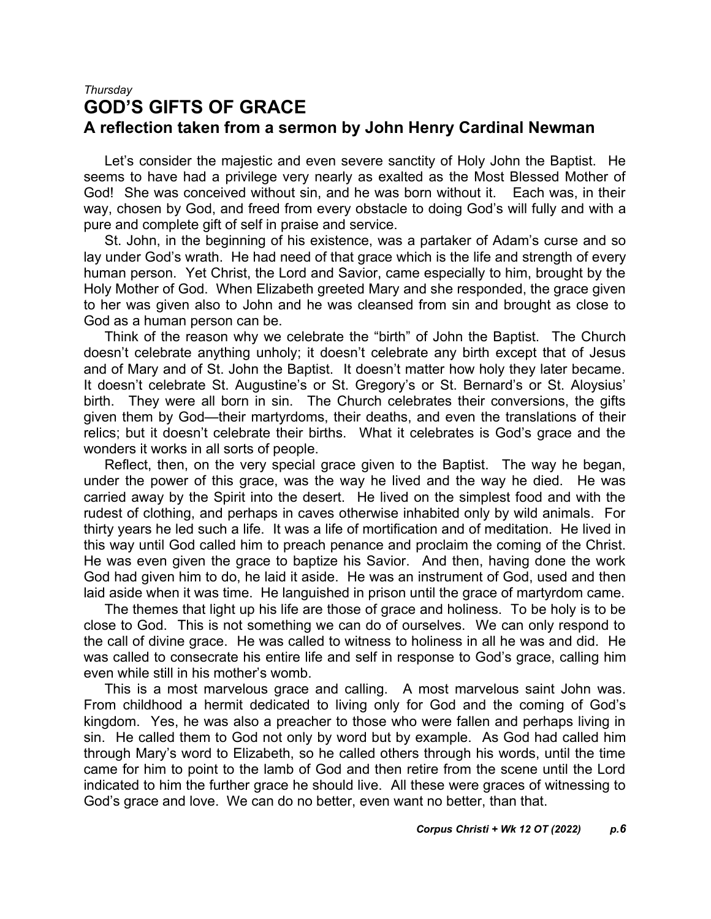*Thursday*

# GOD'S GIFTS OF GRACE

## A reflection taken from a sermon by John Henry Cardinal Newman

Let's consider the majestic and even severe sanctity of Holy John the Baptist. He seems to have had a privilege very nearly as exalted as the Most Blessed Mother of God! She was conceived without sin, and he was born without it. Each was, in their way, chosen by God, and freed from every obstacle to doing God's will fully and with a pure and complete gift of self in praise and service.

St. John, in the beginning of his existence, was a partaker of Adam's curse and so lay under God's wrath. He had need of that grace which is the life and strength of every human person. Yet Christ, the Lord and Savior, came especially to him, brought by the Holy Mother of God. When Elizabeth greeted Mary and she responded, the grace given to her was given also to John and he was cleansed from sin and brought as close to God as a human person can be.

Think of the reason why we celebrate the "birth" of John the Baptist. The Church doesn't celebrate anything unholy; it doesn't celebrate any birth except that of Jesus and of Mary and of St. John the Baptist. It doesn't matter how holy they later became. It doesn't celebrate St. Augustine's or St. Gregory's or St. Bernard's or St. Aloysius' birth. They were all born in sin. The Church celebrates their conversions, the gifts given them by God—their martyrdoms, their deaths, and even the translations of their relics; but it doesn't celebrate their births. What it celebrates is God's grace and the wonders it works in all sorts of people.

Reflect, then, on the very special grace given to the Baptist. The way he began, under the power of this grace, was the way he lived and the way he died. He was carried away by the Spirit into the desert. He lived on the simplest food and with the rudest of clothing, and perhaps in caves otherwise inhabited only by wild animals. For thirty years he led such a life. It was a life of mortification and of meditation. He lived in this way until God called him to preach penance and proclaim the coming of the Christ. He was even given the grace to baptize his Savior. And then, having done the work God had given him to do, he laid it aside. He was an instrument of God, used and then laid aside when it was time. He languished in prison until the grace of martyrdom came.

The themes that light up his life are those of grace and holiness. To be holy is to be close to God. This is not something we can do of ourselves. We can only respond to the call of divine grace. He was called to witness to holiness in all he was and did. He was called to consecrate his entire life and self in response to God's grace, calling him even while still in his mother's womb.

This is a most marvelous grace and calling. A most marvelous saint John was. From childhood a hermit dedicated to living only for God and the coming of God's kingdom. Yes, he was also a preacher to those who were fallen and perhaps living in sin. He called them to God not only by word but by example. As God had called him through Mary's word to Elizabeth, so he called others through his words, until the time came for him to point to the lamb of God and then retire from the scene until the Lord indicated to him the further grace he should live. All these were graces of witnessing to God's grace and love. We can do no better, even want no better, than that.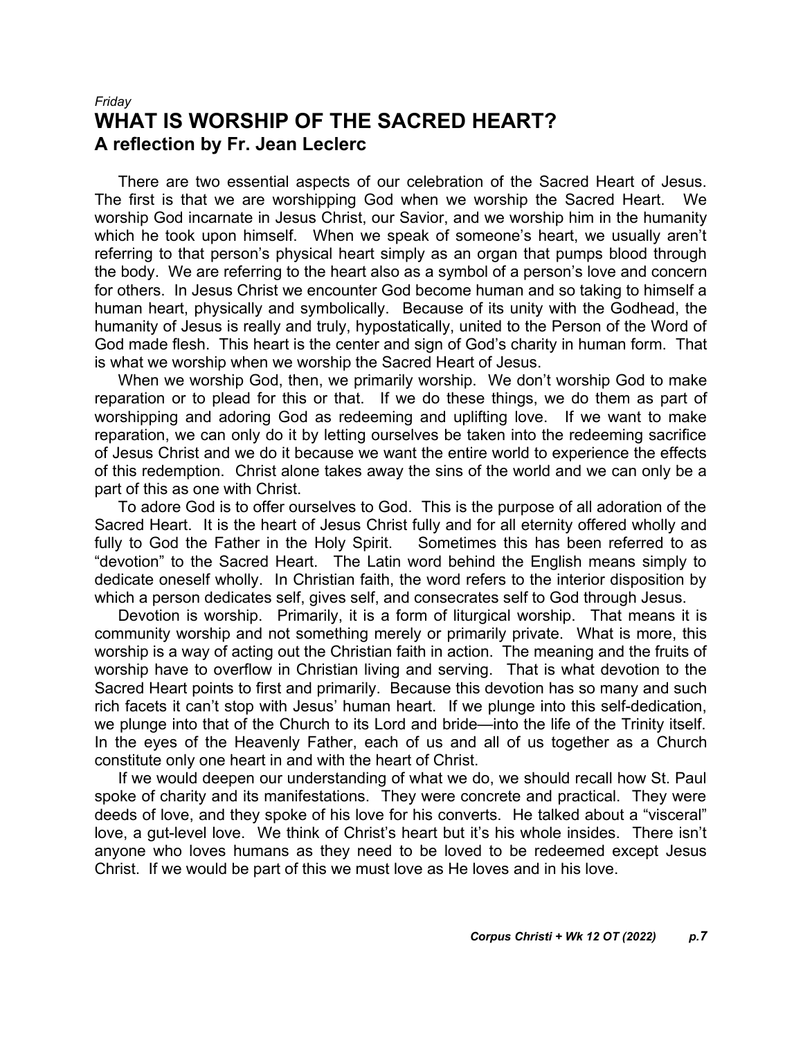*Friday*

# WHAT IS WORSHIP OF THE SACRED HEART?

## A reflection by Fr. Jean Leclerc

There are two essential aspects of our celebration of the Sacred Heart of Jesus. The first is that we are worshipping God when we worship the Sacred Heart. We worship God incarnate in Jesus Christ, our Savior, and we worship him in the humanity which he took upon himself. When we speak of someone's heart, we usually aren't referring to that person's physical heart simply as an organ that pumps blood through the body. We are referring to the heart also as a symbol of a person's love and concern for others. In Jesus Christ we encounter God become human and so taking to himself a human heart, physically and symbolically. Because of its unity with the Godhead, the humanity of Jesus is really and truly, hypostatically, united to the Person of the Word of God made flesh. This heart is the center and sign of God's charity in human form. That is what we worship when we worship the Sacred Heart of Jesus.

When we worship God, then, we primarily worship. We don't worship God to make reparation or to plead for this or that. If we do these things, we do them as part of worshipping and adoring God as redeeming and uplifting love. If we want to make reparation, we can only do it by letting ourselves be taken into the redeeming sacrifice of Jesus Christ and we do it because we want the entire world to experience the effects of this redemption. Christ alone takes away the sins of the world and we can only be a part of this as one with Christ.

To adore God is to offer ourselves to God. This is the purpose of all adoration of the Sacred Heart. It is the heart of Jesus Christ fully and for all eternity offered wholly and fully to God the Father in the Holy Spirit. Sometimes this has been referred to as "devotion" to the Sacred Heart. The Latin word behind the English means simply to dedicate oneself wholly. In Christian faith, the word refers to the interior disposition by which a person dedicates self, gives self, and consecrates self to God through Jesus.

Devotion is worship. Primarily, it is a form of liturgical worship. That means it is community worship and not something merely or primarily private. What is more, this worship is a way of acting out the Christian faith in action. The meaning and the fruits of worship have to overflow in Christian living and serving. That is what devotion to the Sacred Heart points to first and primarily. Because this devotion has so many and such rich facets it can't stop with Jesus' human heart. If we plunge into this self-dedication, we plunge into that of the Church to its Lord and bride—into the life of the Trinity itself. In the eyes of the Heavenly Father, each of us and all of us together as a Church constitute only one heart in and with the heart of Christ.

If we would deepen our understanding of what we do, we should recall how St. Paul spoke of charity and its manifestations. They were concrete and practical. They were deeds of love, and they spoke of his love for his converts. He talked about a "visceral" love, a gut-level love. We think of Christ's heart but it's his whole insides. There isn't anyone who loves humans as they need to be loved to be redeemed except Jesus Christ. If we would be part of this we must love as He loves and in his love.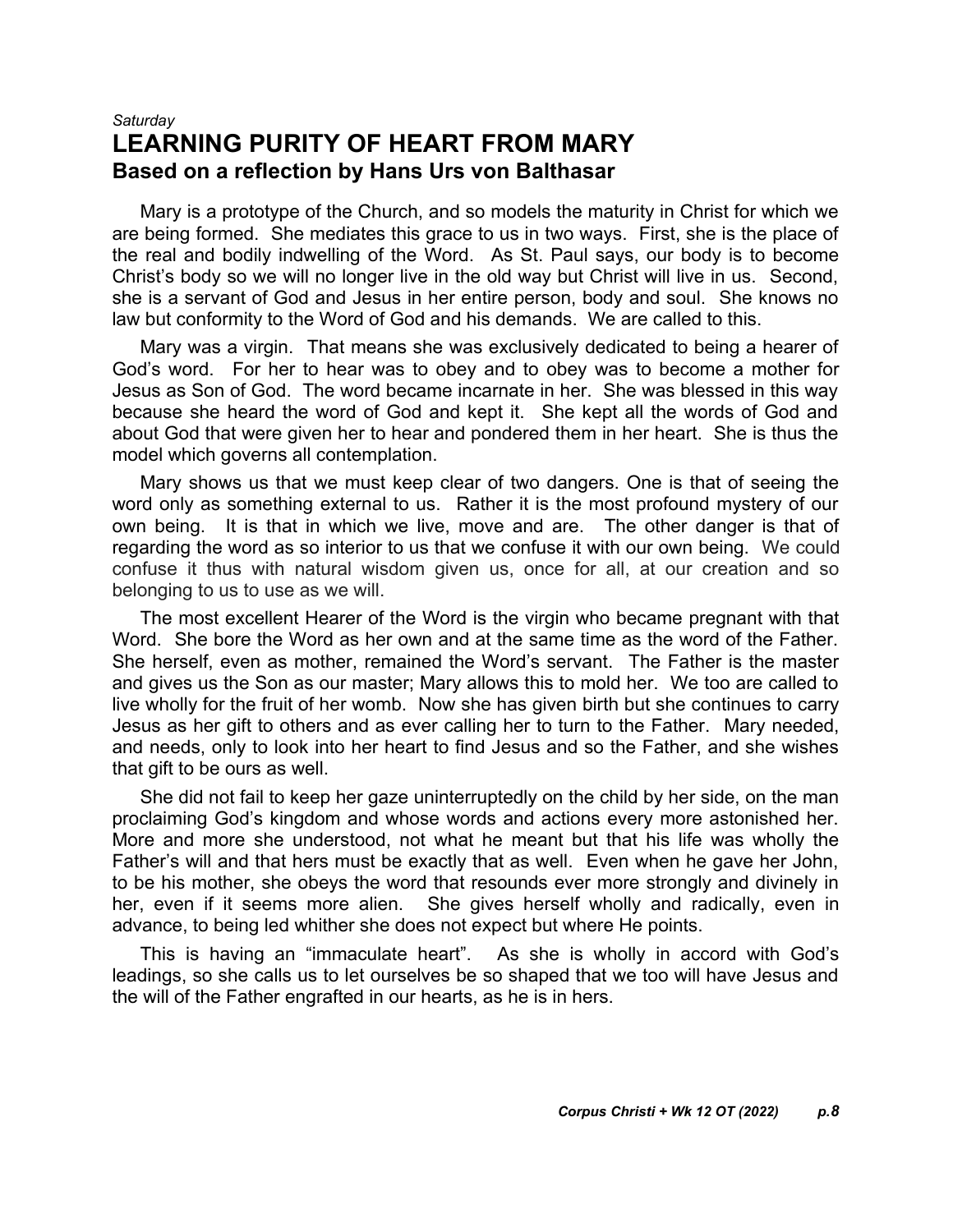*Saturday*

# LEARNING PURITY OF HEART FROM MARY

## Based on a reflection by Hans Urs von Balthasar

Mary is a prototype of the Church, and so models the maturity in Christ for which we are being formed. She mediates this grace to us in two ways. First, she is the place of the real and bodily indwelling of the Word. As St. Paul says, our body is to become Christ's body so we will no longer live in the old way but Christ will live in us. Second, she is a servant of God and Jesus in her entire person, body and soul. She knows no law but conformity to the Word of God and his demands. We are called to this.

Mary was a virgin. That means she was exclusively dedicated to being a hearer of God's word. For her to hear was to obey and to obey was to become a mother for Jesus as Son of God. The word became incarnate in her. She was blessed in this way because she heard the word of God and kept it. She kept all the words of God and about God that were given her to hear and pondered them in her heart. She is thus the model which governs all contemplation.

Mary shows us that we must keep clear of two dangers. One is that of seeing the word only as something external to us. Rather it is the most profound mystery of our own being. It is that in which we live, move and are. The other danger is that of regarding the word as so interior to us that we confuse it with our own being. We could confuse it thus with natural wisdom given us, once for all, at our creation and so belonging to us to use as we will.

The most excellent Hearer of the Word is the virgin who became pregnant with that Word. She bore the Word as her own and at the same time as the word of the Father. She herself, even as mother, remained the Word's servant. The Father is the master and gives us the Son as our master; Mary allows this to mold her. We too are called to live wholly for the fruit of her womb. Now she has given birth but she continues to carry Jesus as her gift to others and as ever calling her to turn to the Father. Mary needed, and needs, only to look into her heart to find Jesus and so the Father, and she wishes that gift to be ours as well.

She did not fail to keep her gaze uninterruptedly on the child by her side, on the man proclaiming God's kingdom and whose words and actions every more astonished her. More and more she understood, not what he meant but that his life was wholly the Father's will and that hers must be exactly that as well. Even when he gave her John, to be his mother, she obeys the word that resounds ever more strongly and divinely in her, even if it seems more alien. She gives herself wholly and radically, even in advance, to being led whither she does not expect but where He points.

This is having an "immaculate heart". As she is wholly in accord with God's leadings, so she calls us to let ourselves be so shaped that we too will have Jesus and the will of the Father engrafted in our hearts, as he is in hers.